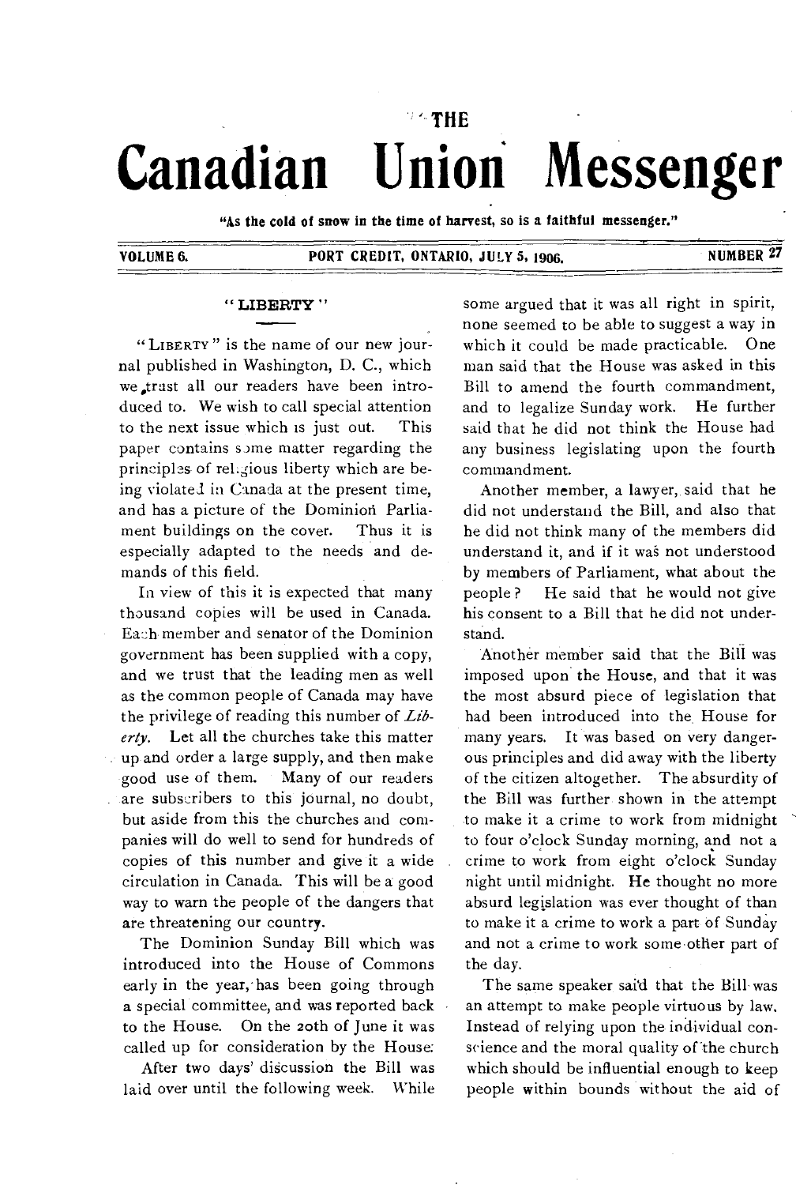# THE Canadian Union Messenger

"As the cold of snow in the time of harvest, so is a faithful messenger."

VOLUME 6. PORT CREDIT, ONTARIO, JULY 5, 1906. NUMBER 27

## "LIBERTY"

"LIBERTY" is the name of our new journal published in Washington, D. C., which we trust all our readers have been introduced to. We wish to call special attention to the next issue which is just out. This paper contains some matter regarding the principles of religious liberty which are being violated in Canada at the present time, and has a picture of the Dominion Parliament buildings on the cover. Thus it is especially adapted to the needs and demands of this field.

In view of this it is expected that many thousand copies will be used in Canada. Each member and senator of the Dominion government has been supplied with a copy, and we trust that the leading men as well as the common people of Canada may have the privilege of reading this number of *Liberty*. Let all the churches take this matter up and order a large supply, and then make good use of them. Many of our readers are subscribers to this journal, no doubt, but aside from this the churches and companies will do well to send for hundreds of copies of this number and give it a wide circulation in Canada. This will be a good way to warn the people of the dangers that are threatening our country.

The Dominion Sunday Bill which was introduced into the House of Commons early in the year, has been going through a special committee, and was reported back to the House. On the 20th of June it was called up for consideration by the House.

After two days' discussion the Bill was laid over until the following week. While some argued that it was all right in spirit, none seemed to be able to suggest a way in which it could be made practicable. One man said that the House was asked in this Bill to amend the fourth commandment, and to legalize Sunday work. He further said that he did not think the House had any business legislating upon the fourth commandment.

Another member, a lawyer, said that he did not understand the Bill, and also that he did not think many of the members did understand it, and if it was not understood by members of Parliament, what about the people? He said that he would not give his consent to a Bill that he did not understand.

Another member said that the Bill was imposed upon the House, and that it was the most absurd piece of legislation that had been introduced into the House for many years. It was based on very dangerous principles and did away with the liberty of the citizen altogether. The absurdity of the Bill was further shown in the attempt to make it a crime to work from midnight to four o'clock Sunday morning, and not a crime to work from eight o'clock Sunday night until midnight. He thought no more absurd legislation was ever thought of than to make it a crime to work a part of Sunday and not a crime to work some other part of the day.

The same speaker said that the Bill was an attempt to make people virtuous by law. Instead of relying upon the individual conscience and the moral quality of the church which should be influential enough to keep people within bounds without the aid of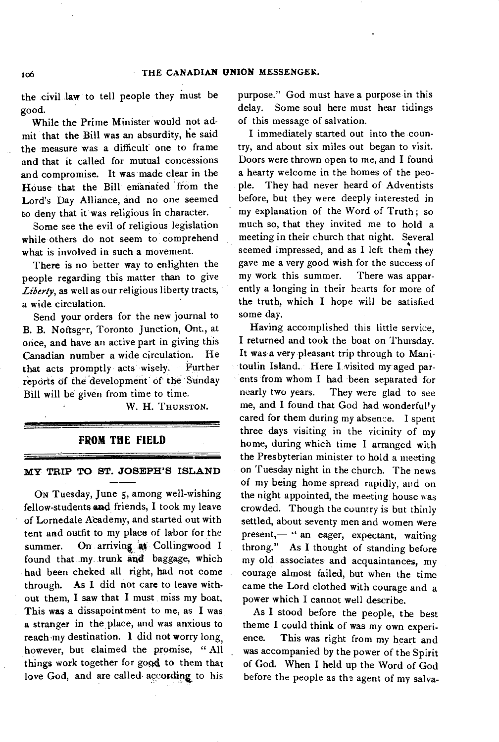the civil law to tell people they must be good.

While the Prime Minister would not admit that the Bill was an absurdity, he said the measure was a difficult one to frame and that it called for mutual concessions and compromise. It was made clear in the House that the Bill emanated from the Lord's Day Alliance, and no one seemed to deny that it was religious in character.

Some see the evil of religious legislation while others do not seem to comprehend what is involved in such a movement.

There is no better way to enlighten the people regarding this matter than to give *Liberty*, as well as our religious liberty tracts, a wide circulation.

Send your orders for the new journal to B. B. Noftsger, Toronto Junction, Ont., at once, and have an active part in giving this Canadian number a wide circulation. He that acts promptly acts wisely. Further reports of the development of the Sunday Bill will be given from time to time.

W. H. THURSTON.

## FROM THE FIELD

### MY TRIP TO ST. JOSEPH'S ISLAND

ON Tuesday, June 5, among well-wishing fellow-students and friends, I took my leave of Lornedale Academy, and started out with tent and outfit to my place of labor for the summer. On arriving at Collingwood I found that my trunk and baggage, which had been cheked all right, had not come through. As I did not care to leave without them, I saw that I must miss my boat. This was a dissapointment to me, as I was a stranger in the place, and was anxious to reach my destination. I did not worry long, however, but claimed the promise, "All things work together for good to them that love God, and are called according to his purpose." God must have a purpose in this delay. Some soul here must hear tidings of this message of salvation.

I immediately started out into the country, and about six miles out began to visit. Doors were thrown open to me, and I found a hearty welcome in the homes of the people. They had never heard of Adventists before, but they were deeply interested in my explanation of the Word of Truth; so much so, that they invited me to hold a meeting in their church that night. Several seemed impressed, and as I left them they gave me a very good wish for the success of my work this summer. There was apparently a longing in their hearts for more of the truth, which I hope will be satisfied some day.

Having accomplished this little service, I returned and took the boat on Thursday. It was a very pleasant trip through to Manitoulin Island. Here I visited my aged parents from whom I had been separated for nearly two years. They were glad to see me, and I found that God had wonderfully cared for them during my absence. I spent three days visiting in the vicinity of my home, during which time I arranged with the Presbyterian minister to hold a meeting on Tuesday night in the church. The news of my being home spread rapidly, and on the night appointed, the meeting house was crowded. Though the country is but thinly settled, about seventy men and women were present,— "an eager, expectant, waiting throng." As I thought of standing before my old associates and acquaintances, my courage almost failed, but when the time came the Lord clothed with courage and a power which I cannot well describe.

As I stood before the people, the best theme I could think of was my own experience. This was right from my heart and was accompanied by the power of the Spirit of God. When I held up the Word of God before the people as the agent of my salva-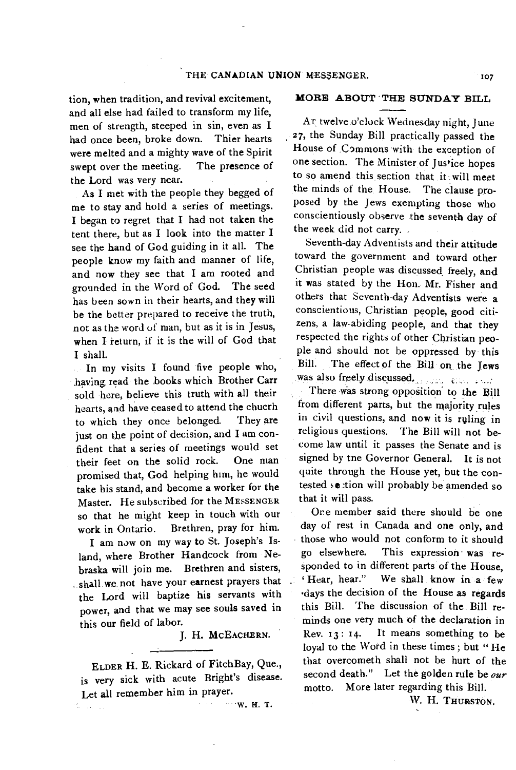tion, when tradition, and revival excitement, and all else had failed to transform my life, men of strength, steeped in sin, even as I had once been, broke down. Thier hearts were melted and a mighty wave of the Spirit swept over the meeting. The presence of the Lord was very near.

As I met with the people they begged of me to stay and hold a series of meetings. I began to regret that I had not taken the tent there, but as I look into the matter I see the hand of God guiding in it all. The people know my faith and manner of life, and now they see that I am rooted and grounded in the Word of God. The seed has been sown in their hearts, and they will be the better prepared to receive the truth, not as the word of man, but as it is in Jesus, when I return, if it is the will of God that I shall.

In my visits I found five people who, having read the books which Brother Carr sold here, believe this truth with all their hearts, and have ceased to attend the chucrh to which they once belonged. They are just on the point of decision, and I am confident that a series of meetings would set their feet on the solid rock. One man promised that, God helping him, he would take his stand, and become a worker for the Master. He subscribed for the MESSENGER so that he might keep in touch with our work in Ontario. Brethren, pray for him.

I am now on my way to St. Joseph's Island, where Brother Handcock from Nebraska will join me. Brethren and sisters, shall we not have your earnest prayers that the Lord will baptize his servants with power, and that we may see souls saved in this our field of labor.

J. H. MCEACHERN.

---

ELDER H. E. Rickard of FitchBay, Que., is very sick with acute Bright's disease. Let all remember him in prayer.

W. H. T.

## MORE ABOUT THE SUNDAY BILL

AT twelve o'clock Wednesday night, June 27, the Sunday Bill practically passed the House of Commons with the exception of one section. The Minister of Justice hopes to so amend this section that it will meet the minds of the House. The clause proposed by the Jews exempting those who conscientiously observe the seventh day of the week did not carry.

Seventh-day Adventists and their attitude toward the government and toward other Christian people was discussed freely, and it was stated by the Hon. Mr. Fisher and others that Seventh-day Adventists were a conscientious, Christian people, good citizens, a law-abiding people, and that they respected the rights of other Christian people and should not be oppressed by this Bill. The effect of the Bill on the Jews was also freely discussed.

There was strong opposition to the Bill from different parts, but the majority rules in civil questions, and now it is ruling in religious questions. The Bill will not become law until it passes the Senate and is signed by tne Governor General. It is not quite through the House yet, but the contested section will probably be amended so that it will pass.

One member said there should be one day of rest in Canada and one only, and those who would not conform to it should go elsewhere. This expression was responded to in different parts of the House, 'Hear, hear." We shall know in a few days the decision of the House as regards this Bill. The discussion of the Bill reminds one very much of the declaration in Rev. 13: 14. It means something to be loyal to the Word in these times; but "He that overcometh shall not be hurt of the second death." Let the golden rule be *our* motto. More later regarding this Bill.

W. H. THURSTON.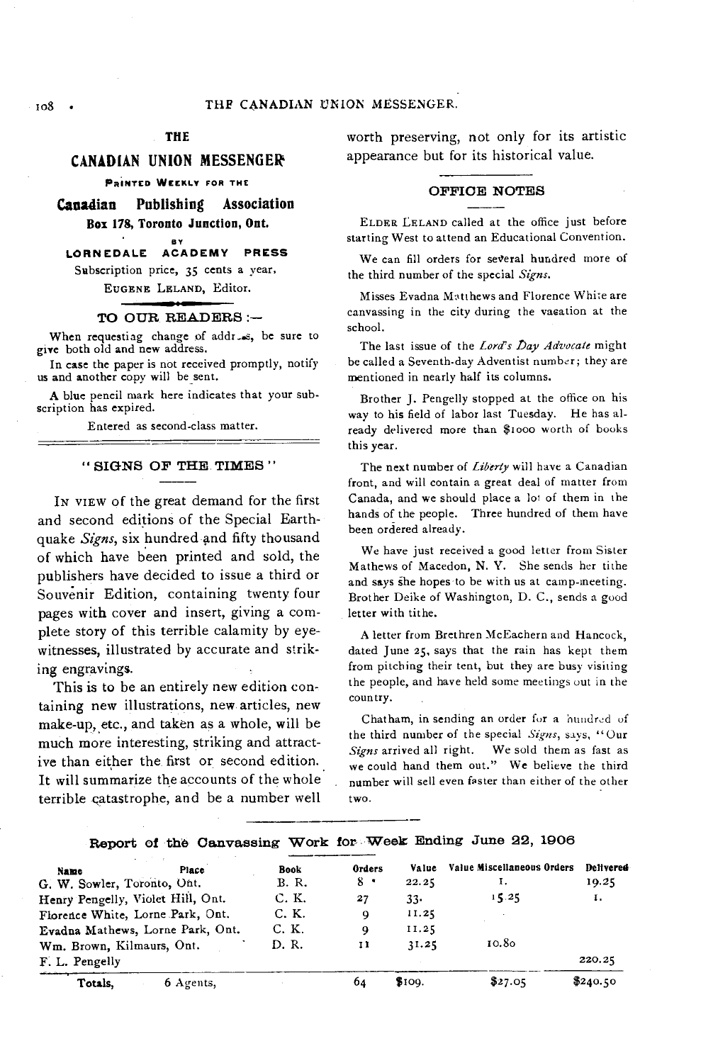## THE

# CANADIAN UNION MESSENGER

PRINTED WEEKLY FOR THE

**Canadian Publishing Association**

**Box 178, Toronto Junction, Ont.**

BY

**LORNEDALE ACADEMY PRESS**

Subscription price, 35 cents a year.

EUGENE LELAND, Editor.

**TO OUR READERS:—**

When requesting change of address, be sure to give both old and new address.

In case the paper is not received promptly, notify us and another copy will be sent.

A blue pencil mark here indicates that your subscription has expired.

Entered as second-class matter.

## "SIGNS OF THE TIMES"

IN VIEW of the great demand for the first and second editions of the Special Earthquake *Signs*, six hundred and fifty thousand of which have been printed and sold, the publishers have decided to issue a third or Souvenir Edition, containing twenty four pages with cover and insert, giving a complete story of this terrible calamity by eye-witnesses, illustrated by accurate and striking engravings.

This is to be an entirely new edition containing new illustrations, new articles, new make-up, etc., and taken as a whole, will be much more interesting, striking and attractive than either the first or second edition. It will summarize the accounts of the whole terrible catastrophe, and be a number well worth preserving, not only for its artistic appearance but for its historical value.

## OFFICE NOTES

ELDER LELAND called at the office just before starting West to attend an Educational Convention.

We can fill orders for several hundred more of the third number of the special *Signs*.

Misses Evadna Matthews and Florence White are canvassing in the city during the vacation at the school.

The last issue of the *Lord's Day Advocate* might be called a Seventh-day Adventist number; they are mentioned in nearly half its columns.

Brother J. Pengelly stopped at the office on his way to his field of labor last Tuesday. He has already delivered more than $1000 worth of books this year.

The next number of *Liberty* will have a Canadian front, and will contain a great deal of matter from Canada, and we should place a lot of them in the hands of the people. Three hundred of them have been ordered already.

We have just received a good letter from Sister Mathews of Macedon, N. Y. She sends her tithe and says she hopes to be with us at camp-meeting. Brother Deike of Washington, D. C., sends a good letter with tithe.

A letter from Brethren McEachern and Hancock, dated June 25, says that the rain has kept them from pitching their tent, but they are busy visiting the people, and have held some meetings out in the country.

Chatham, in sending an order for a hundred of the third number of the special *Signs*, says, "Our *Signs* arrived all right. We sold them as fast as we could hand them out." We believe the third number will sell even faster than either of the other two.

## Report of the Canvassing Work for Week Ending June 22, 1906

| Name | Place | Book | Orders | Value | Value Miscellaneous Orders | Delivered |
|---|---|---|---|---|---|---|
| G. W. Sowler, | Toronto, Ont. | B. R. | 8 | 22.25 | 1. | 19.25 |
| Henry Pengelly, | Violet Hill, Ont. | C. K. | 27 | 33. | 15.25 | 1. |
| Florence White, | Lorne Park, Ont. | C. K. | 9 | 11.25 | | |
| Evadna Mathews, | Lorne Park, Ont. | C. K. | 9 | 11.25 | | |
| Wm. Brown, | Kilmaurs, Ont. | D. R. | 11 | 31.25 | 10.80 | |
| F. L. Pengelly | | | | | | 220.25 |
| Totals, | 6 Agents, | | 64 | $109. | $27.05 | $240.50 |